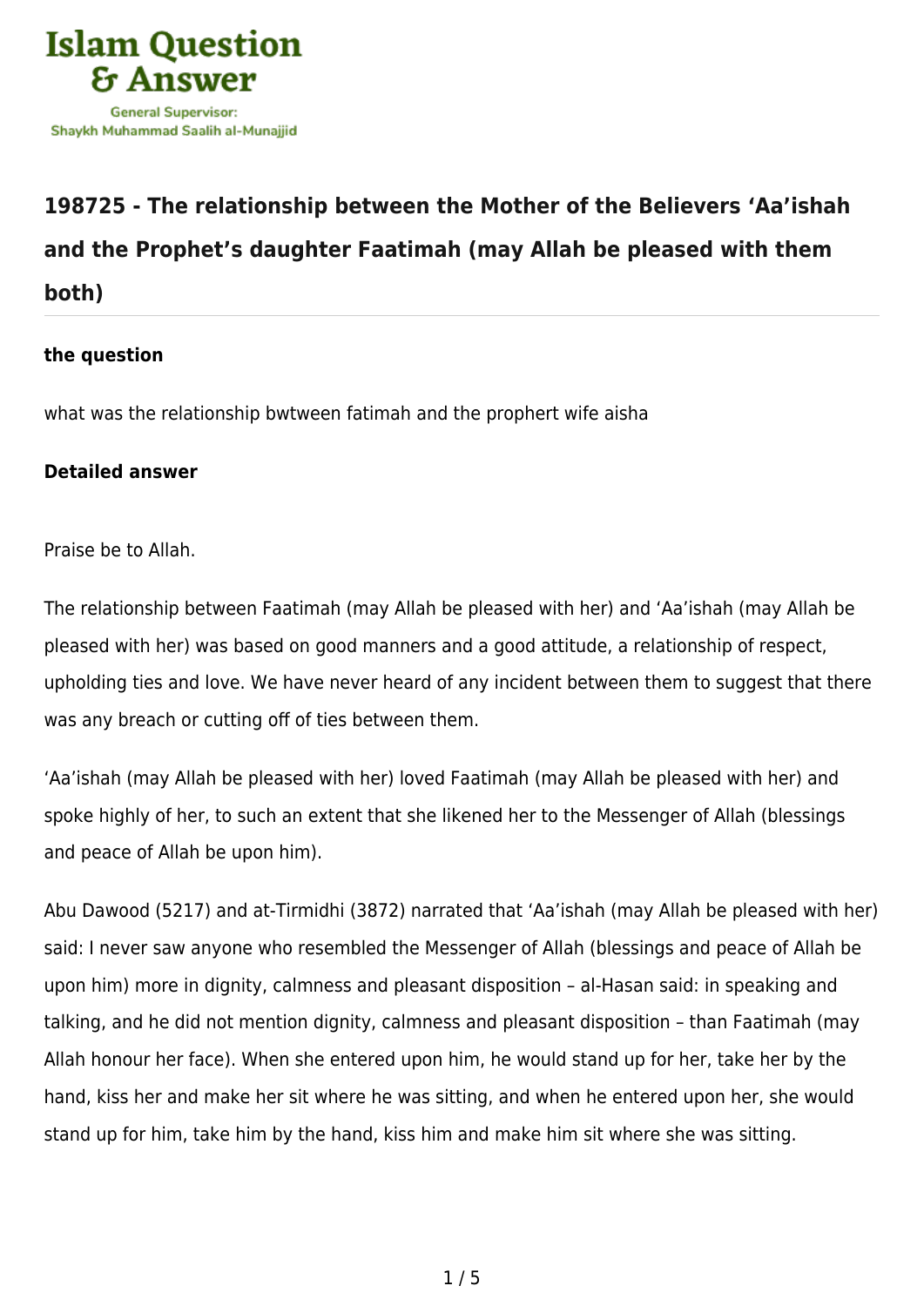Islam Question & Answer

General Supervisor: Shaykh Muhammad Saalih al-Munajjid

# 198725 - The relationship between the Mother of the Believers ‘Aa’ishah and the Prophet’s daughter Faatimah (may Allah be pleased with them both)

**the question**

what was the relationship bwtween fatimah and the prophert wife aisha

**Detailed answer**

Praise be to Allah.

The relationship between Faatimah (may Allah be pleased with her) and ‘Aa’ishah (may Allah be pleased with her) was based on good manners and a good attitude, a relationship of respect, upholding ties and love. We have never heard of any incident between them to suggest that there was any breach or cutting off of ties between them.

‘Aa’ishah (may Allah be pleased with her) loved Faatimah (may Allah be pleased with her) and spoke highly of her, to such an extent that she likened her to the Messenger of Allah (blessings and peace of Allah be upon him).

Abu Dawood (5217) and at-Tirmidhi (3872) narrated that ‘Aa’ishah (may Allah be pleased with her) said: I never saw anyone who resembled the Messenger of Allah (blessings and peace of Allah be upon him) more in dignity, calmness and pleasant disposition – al-Hasan said: in speaking and talking, and he did not mention dignity, calmness and pleasant disposition – than Faatimah (may Allah honour her face). When she entered upon him, he would stand up for her, take her by the hand, kiss her and make her sit where he was sitting, and when he entered upon her, she would stand up for him, take him by the hand, kiss him and make him sit where she was sitting.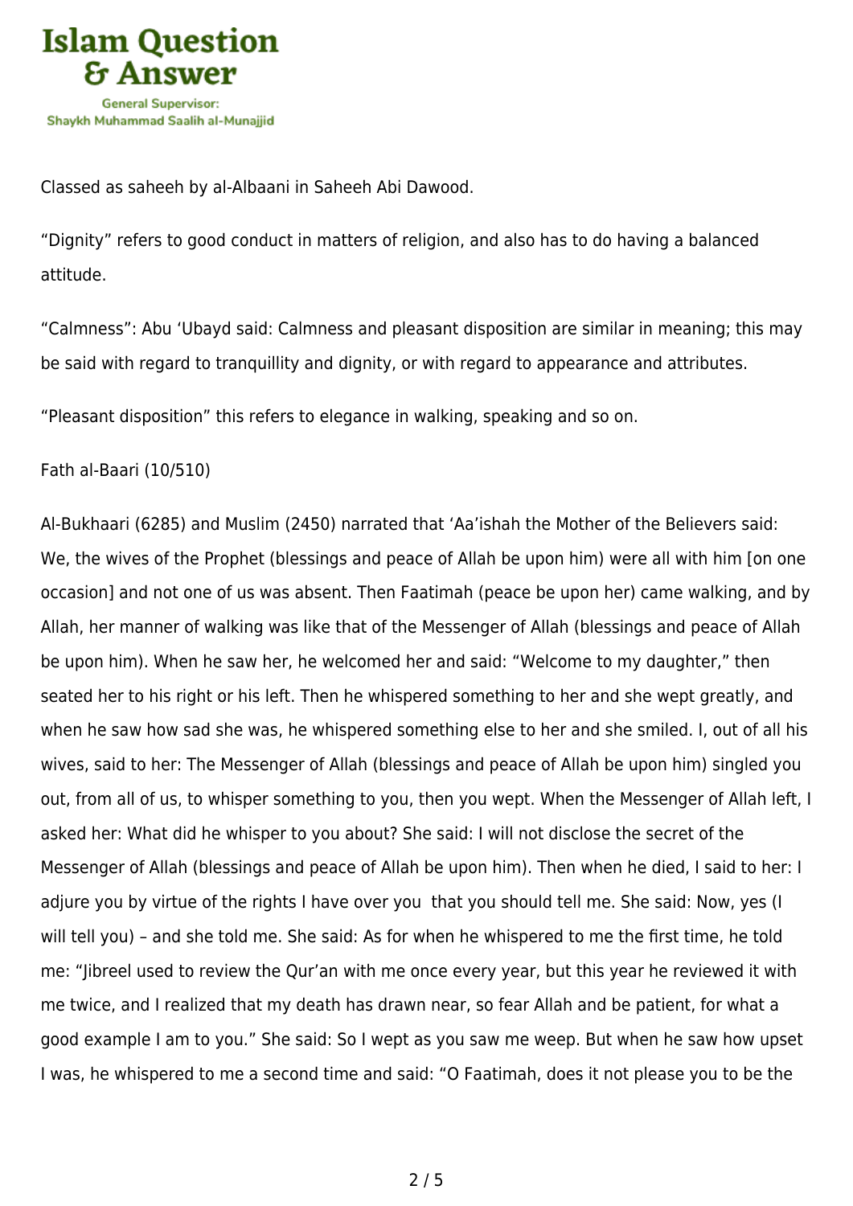Classed as saheeh by al-Albaani in Saheeh Abi Dawood.

“Dignity” refers to good conduct in matters of religion, and also has to do having a balanced attitude.

“Calmness”: Abu ‘Ubayd said: Calmness and pleasant disposition are similar in meaning; this may be said with regard to tranquillity and dignity, or with regard to appearance and attributes.

“Pleasant disposition” this refers to elegance in walking, speaking and so on.

Fath al-Baari (10/510)

Al-Bukhaari (6285) and Muslim (2450) narrated that ‘Aa’ishah the Mother of the Believers said: We, the wives of the Prophet (blessings and peace of Allah be upon him) were all with him [on one occasion] and not one of us was absent. Then Faatimah (peace be upon her) came walking, and by Allah, her manner of walking was like that of the Messenger of Allah (blessings and peace of Allah be upon him). When he saw her, he welcomed her and said: “Welcome to my daughter,” then seated her to his right or his left. Then he whispered something to her and she wept greatly, and when he saw how sad she was, he whispered something else to her and she smiled. I, out of all his wives, said to her: The Messenger of Allah (blessings and peace of Allah be upon him) singled you out, from all of us, to whisper something to you, then you wept. When the Messenger of Allah left, I asked her: What did he whisper to you about? She said: I will not disclose the secret of the Messenger of Allah (blessings and peace of Allah be upon him). Then when he died, I said to her: I adjure you by virtue of the rights I have over you that you should tell me. She said: Now, yes (I will tell you) – and she told me. She said: As for when he whispered to me the first time, he told me: “Jibreel used to review the Qur’an with me once every year, but this year he reviewed it with me twice, and I realized that my death has drawn near, so fear Allah and be patient, for what a good example I am to you.” She said: So I wept as you saw me weep. But when he saw how upset I was, he whispered to me a second time and said: “O Faatimah, does it not please you to be the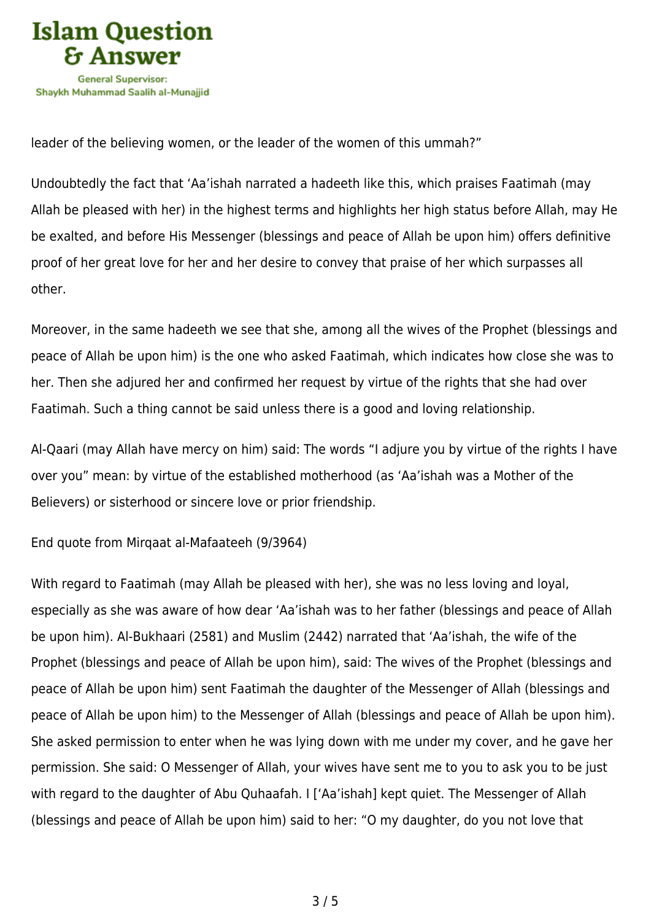leader of the believing women, or the leader of the women of this ummah?"

Undoubtedly the fact that 'Aa'ishah narrated a hadeeth like this, which praises Faatimah (may Allah be pleased with her) in the highest terms and highlights her high status before Allah, may He be exalted, and before His Messenger (blessings and peace of Allah be upon him) offers definitive proof of her great love for her and her desire to convey that praise of her which surpasses all other.

Moreover, in the same hadeeth we see that she, among all the wives of the Prophet (blessings and peace of Allah be upon him) is the one who asked Faatimah, which indicates how close she was to her. Then she adjured her and confirmed her request by virtue of the rights that she had over Faatimah. Such a thing cannot be said unless there is a good and loving relationship.

Al-Qaari (may Allah have mercy on him) said: The words "I adjure you by virtue of the rights I have over you" mean: by virtue of the established motherhood (as 'Aa'ishah was a Mother of the Believers) or sisterhood or sincere love or prior friendship.

End quote from Mirqaat al-Mafaateeh (9/3964)

With regard to Faatimah (may Allah be pleased with her), she was no less loving and loyal, especially as she was aware of how dear 'Aa'ishah was to her father (blessings and peace of Allah be upon him). Al-Bukhaari (2581) and Muslim (2442) narrated that 'Aa'ishah, the wife of the Prophet (blessings and peace of Allah be upon him), said: The wives of the Prophet (blessings and peace of Allah be upon him) sent Faatimah the daughter of the Messenger of Allah (blessings and peace of Allah be upon him) to the Messenger of Allah (blessings and peace of Allah be upon him). She asked permission to enter when he was lying down with me under my cover, and he gave her permission. She said: O Messenger of Allah, your wives have sent me to you to ask you to be just with regard to the daughter of Abu Quhaafah. I ['Aa'ishah] kept quiet. The Messenger of Allah (blessings and peace of Allah be upon him) said to her: "O my daughter, do you not love that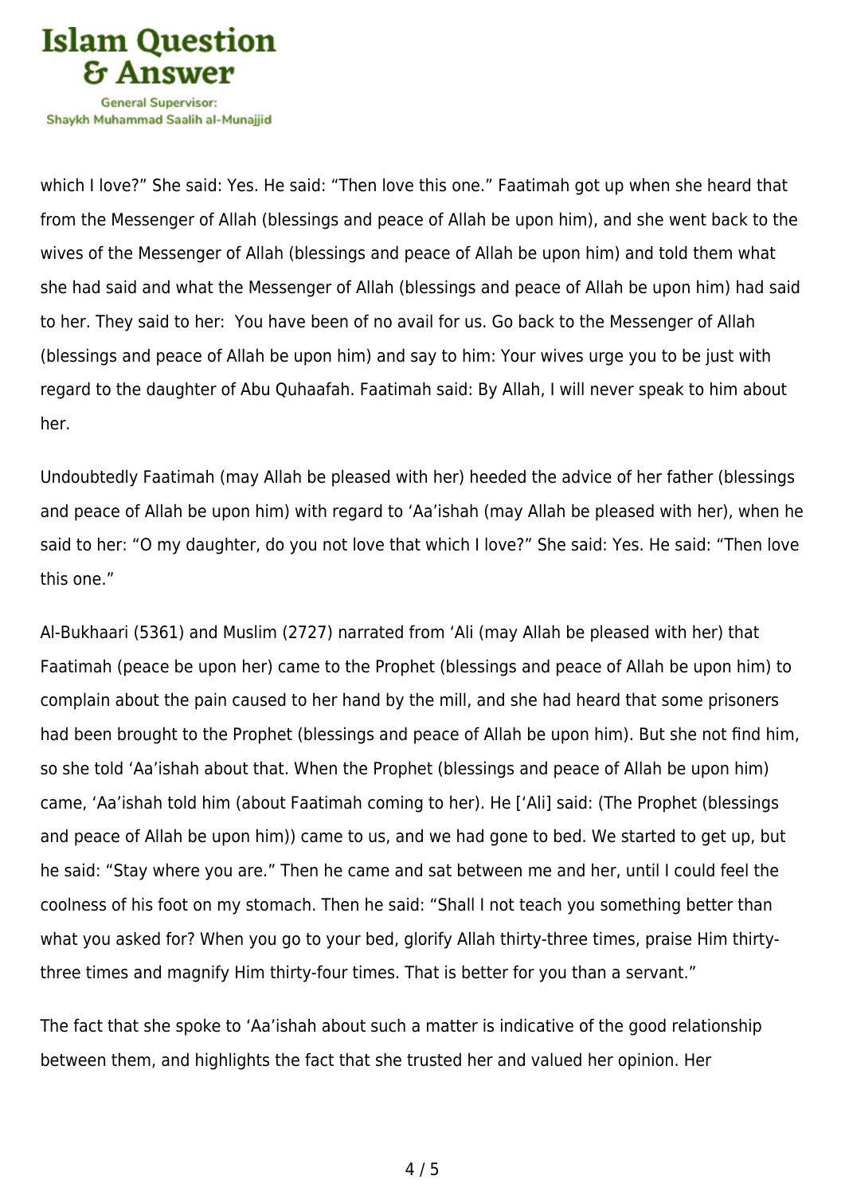which I love?" She said: Yes. He said: "Then love this one." Faatimah got up when she heard that from the Messenger of Allah (blessings and peace of Allah be upon him), and she went back to the wives of the Messenger of Allah (blessings and peace of Allah be upon him) and told them what she had said and what the Messenger of Allah (blessings and peace of Allah be upon him) had said to her. They said to her:  You have been of no avail for us. Go back to the Messenger of Allah (blessings and peace of Allah be upon him) and say to him: Your wives urge you to be just with regard to the daughter of Abu Quhaafah. Faatimah said: By Allah, I will never speak to him about her.

Undoubtedly Faatimah (may Allah be pleased with her) heeded the advice of her father (blessings and peace of Allah be upon him) with regard to 'Aa'ishah (may Allah be pleased with her), when he said to her: "O my daughter, do you not love that which I love?" She said: Yes. He said: "Then love this one."

Al-Bukhaari (5361) and Muslim (2727) narrated from 'Ali (may Allah be pleased with her) that Faatimah (peace be upon her) came to the Prophet (blessings and peace of Allah be upon him) to complain about the pain caused to her hand by the mill, and she had heard that some prisoners had been brought to the Prophet (blessings and peace of Allah be upon him). But she not find him, so she told 'Aa'ishah about that. When the Prophet (blessings and peace of Allah be upon him) came, 'Aa'ishah told him (about Faatimah coming to her). He ['Ali] said: (The Prophet (blessings and peace of Allah be upon him)) came to us, and we had gone to bed. We started to get up, but he said: "Stay where you are." Then he came and sat between me and her, until I could feel the coolness of his foot on my stomach. Then he said: "Shall I not teach you something better than what you asked for? When you go to your bed, glorify Allah thirty-three times, praise Him thirty-three times and magnify Him thirty-four times. That is better for you than a servant."

The fact that she spoke to 'Aa'ishah about such a matter is indicative of the good relationship between them, and highlights the fact that she trusted her and valued her opinion. Her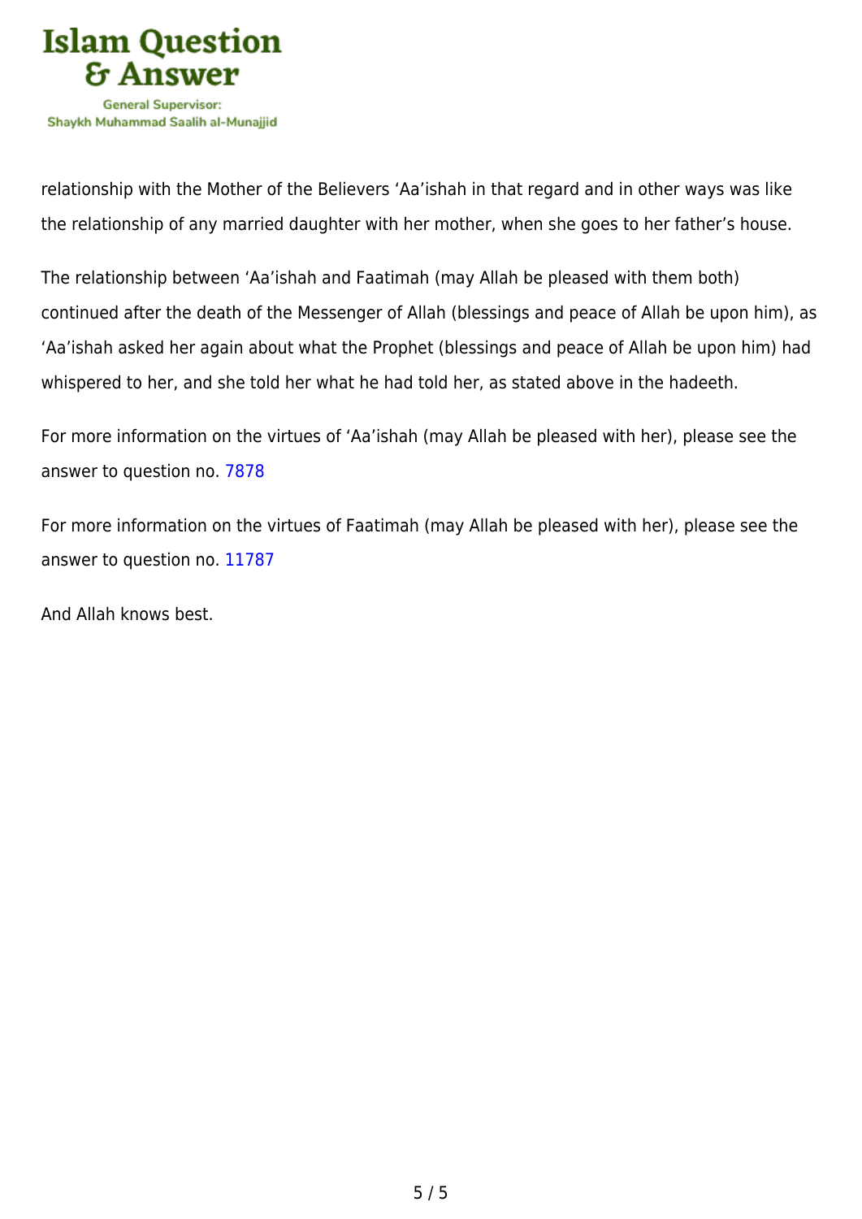relationship with the Mother of the Believers ‘Aa’ishah in that regard and in other ways was like the relationship of any married daughter with her mother, when she goes to her father’s house.

The relationship between ‘Aa’ishah and Faatimah (may Allah be pleased with them both) continued after the death of the Messenger of Allah (blessings and peace of Allah be upon him), as ‘Aa’ishah asked her again about what the Prophet (blessings and peace of Allah be upon him) had whispered to her, and she told her what he had told her, as stated above in the hadeeth.

For more information on the virtues of ‘Aa’ishah (may Allah be pleased with her), please see the answer to question no. 7878

For more information on the virtues of Faatimah (may Allah be pleased with her), please see the answer to question no. 11787

And Allah knows best.